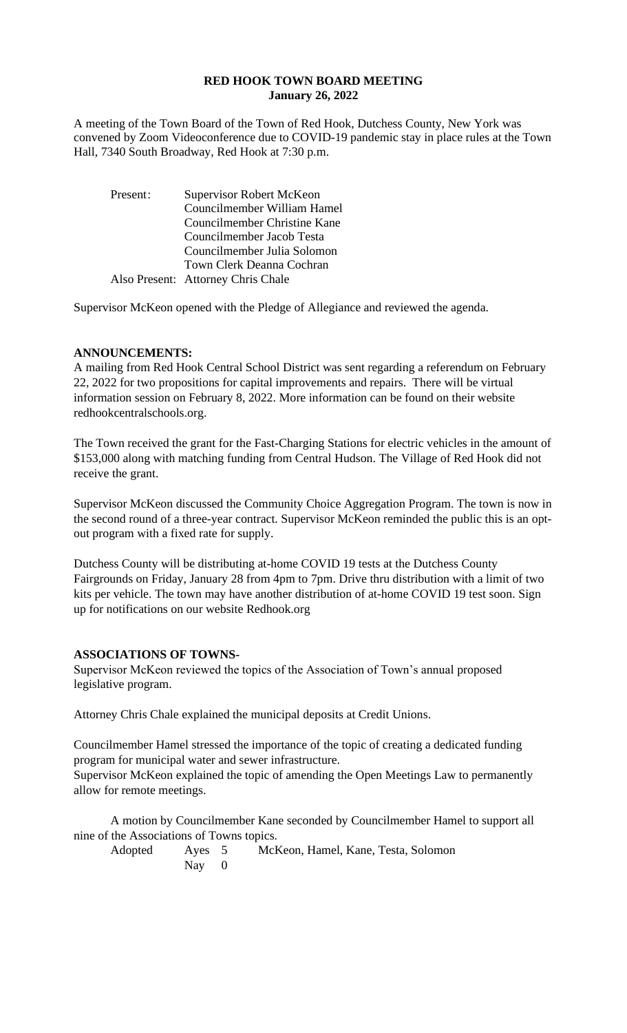**RED HOOK TOWN BOARD MEETING**
**January 26, 2022**

A meeting of the Town Board of the Town of Red Hook, Dutchess County, New York was convened by Zoom Videoconference due to COVID-19 pandemic stay in place rules at the Town Hall, 7340 South Broadway, Red Hook at 7:30 p.m.

| | |
|---|---|
| Present: | Supervisor Robert McKeon |
| | Councilmember William Hamel |
| | Councilmember Christine Kane |
| | Councilmember Jacob Testa |
| | Councilmember Julia Solomon |
| | Town Clerk Deanna Cochran |
| Also Present: | Attorney Chris Chale |

Supervisor McKeon opened with the Pledge of Allegiance and reviewed the agenda.

**ANNOUNCEMENTS:**

A mailing from Red Hook Central School District was sent regarding a referendum on February 22, 2022 for two propositions for capital improvements and repairs. There will be virtual information session on February 8, 2022. More information can be found on their website redhookcentralschools.org.

The Town received the grant for the Fast-Charging Stations for electric vehicles in the amount of $153,000 along with matching funding from Central Hudson. The Village of Red Hook did not receive the grant.

Supervisor McKeon discussed the Community Choice Aggregation Program. The town is now in the second round of a three-year contract. Supervisor McKeon reminded the public this is an opt-out program with a fixed rate for supply.

Dutchess County will be distributing at-home COVID 19 tests at the Dutchess County Fairgrounds on Friday, January 28 from 4pm to 7pm. Drive thru distribution with a limit of two kits per vehicle. The town may have another distribution of at-home COVID 19 test soon. Sign up for notifications on our website Redhook.org

**ASSOCIATIONS OF TOWNS-**

Supervisor McKeon reviewed the topics of the Association of Town's annual proposed legislative program.

Attorney Chris Chale explained the municipal deposits at Credit Unions.

Councilmember Hamel stressed the importance of the topic of creating a dedicated funding program for municipal water and sewer infrastructure.
Supervisor McKeon explained the topic of amending the Open Meetings Law to permanently allow for remote meetings.

A motion by Councilmember Kane seconded by Councilmember Hamel to support all nine of the Associations of Towns topics.

| | | | |
|---|---|---|---|
| Adopted | Ayes | 5 | McKeon, Hamel, Kane, Testa, Solomon |
| | Nay | 0 | |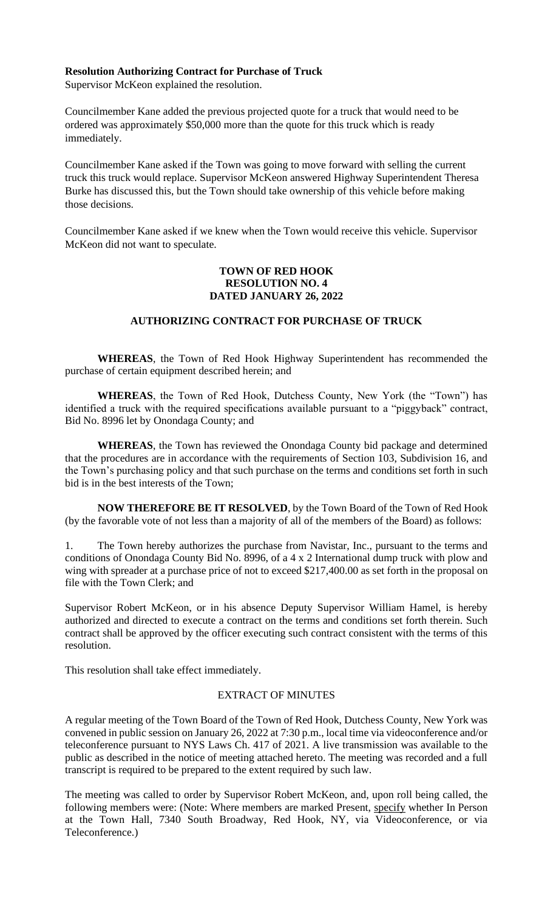**Resolution Authorizing Contract for Purchase of Truck**

Supervisor McKeon explained the resolution.

Councilmember Kane added the previous projected quote for a truck that would need to be ordered was approximately $50,000 more than the quote for this truck which is ready immediately.

Councilmember Kane asked if the Town was going to move forward with selling the current truck this truck would replace. Supervisor McKeon answered Highway Superintendent Theresa Burke has discussed this, but the Town should take ownership of this vehicle before making those decisions.

Councilmember Kane asked if we knew when the Town would receive this vehicle. Supervisor McKeon did not want to speculate.

**TOWN OF RED HOOK**
**RESOLUTION NO. 4**
**DATED JANUARY 26, 2022**

**AUTHORIZING CONTRACT FOR PURCHASE OF TRUCK**

**WHEREAS**, the Town of Red Hook Highway Superintendent has recommended the purchase of certain equipment described herein; and

**WHEREAS**, the Town of Red Hook, Dutchess County, New York (the "Town") has identified a truck with the required specifications available pursuant to a "piggyback" contract, Bid No. 8996 let by Onondaga County; and

**WHEREAS**, the Town has reviewed the Onondaga County bid package and determined that the procedures are in accordance with the requirements of Section 103, Subdivision 16, and the Town's purchasing policy and that such purchase on the terms and conditions set forth in such bid is in the best interests of the Town;

**NOW THEREFORE BE IT RESOLVED**, by the Town Board of the Town of Red Hook (by the favorable vote of not less than a majority of all of the members of the Board) as follows:

1. The Town hereby authorizes the purchase from Navistar, Inc., pursuant to the terms and conditions of Onondaga County Bid No. 8996, of a 4 x 2 International dump truck with plow and wing with spreader at a purchase price of not to exceed $217,400.00 as set forth in the proposal on file with the Town Clerk; and

Supervisor Robert McKeon, or in his absence Deputy Supervisor William Hamel, is hereby authorized and directed to execute a contract on the terms and conditions set forth therein. Such contract shall be approved by the officer executing such contract consistent with the terms of this resolution.

This resolution shall take effect immediately.

EXTRACT OF MINUTES

A regular meeting of the Town Board of the Town of Red Hook, Dutchess County, New York was convened in public session on January 26, 2022 at 7:30 p.m., local time via videoconference and/or teleconference pursuant to NYS Laws Ch. 417 of 2021. A live transmission was available to the public as described in the notice of meeting attached hereto. The meeting was recorded and a full transcript is required to be prepared to the extent required by such law.

The meeting was called to order by Supervisor Robert McKeon, and, upon roll being called, the following members were: (Note: Where members are marked Present, specify whether In Person at the Town Hall, 7340 South Broadway, Red Hook, NY, via Videoconference, or via Teleconference.)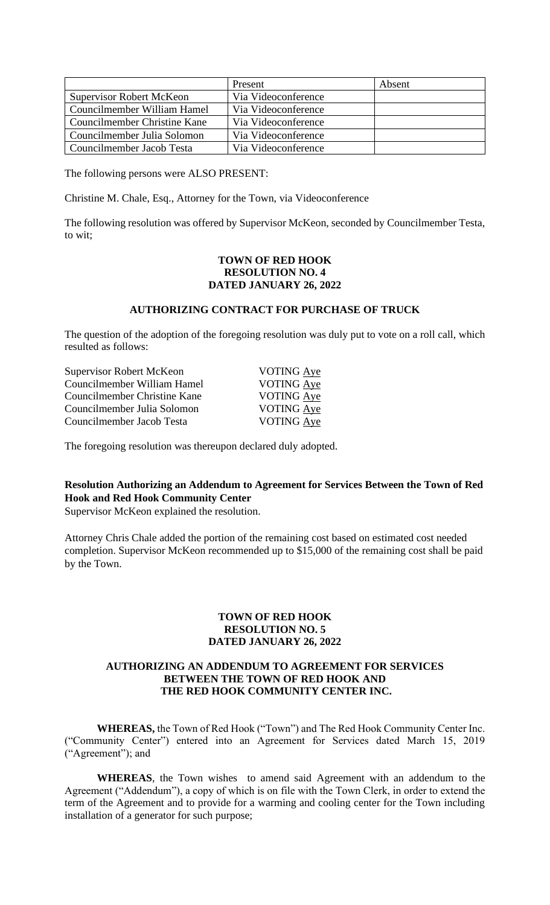| | Present | Absent |
|---|---|---|
| Supervisor Robert McKeon | Via Videoconference | |
| Councilmember William Hamel | Via Videoconference | |
| Councilmember Christine Kane | Via Videoconference | |
| Councilmember Julia Solomon | Via Videoconference | |
| Councilmember Jacob Testa | Via Videoconference | |

The following persons were ALSO PRESENT:

Christine M. Chale, Esq., Attorney for the Town, via Videoconference

The following resolution was offered by Supervisor McKeon, seconded by Councilmember Testa, to wit;

**TOWN OF RED HOOK**
**RESOLUTION NO. 4**
**DATED JANUARY 26, 2022**

**AUTHORIZING CONTRACT FOR PURCHASE OF TRUCK**

The question of the adoption of the foregoing resolution was duly put to vote on a roll call, which resulted as follows:

| | |
|---|---|
| Supervisor Robert McKeon | VOTING Aye |
| Councilmember William Hamel | VOTING Aye |
| Councilmember Christine Kane | VOTING Aye |
| Councilmember Julia Solomon | VOTING Aye |
| Councilmember Jacob Testa | VOTING Aye |

The foregoing resolution was thereupon declared duly adopted.

**Resolution Authorizing an Addendum to Agreement for Services Between the Town of Red Hook and Red Hook Community Center**

Supervisor McKeon explained the resolution.

Attorney Chris Chale added the portion of the remaining cost based on estimated cost needed completion. Supervisor McKeon recommended up to $15,000 of the remaining cost shall be paid by the Town.

**TOWN OF RED HOOK**
**RESOLUTION NO. 5**
**DATED JANUARY 26, 2022**

**AUTHORIZING AN ADDENDUM TO AGREEMENT FOR SERVICES BETWEEN THE TOWN OF RED HOOK AND THE RED HOOK COMMUNITY CENTER INC.**

**WHEREAS,** the Town of Red Hook ("Town") and The Red Hook Community Center Inc. ("Community Center") entered into an Agreement for Services dated March 15, 2019 ("Agreement"); and

**WHEREAS**, the Town wishes to amend said Agreement with an addendum to the Agreement ("Addendum"), a copy of which is on file with the Town Clerk, in order to extend the term of the Agreement and to provide for a warming and cooling center for the Town including installation of a generator for such purpose;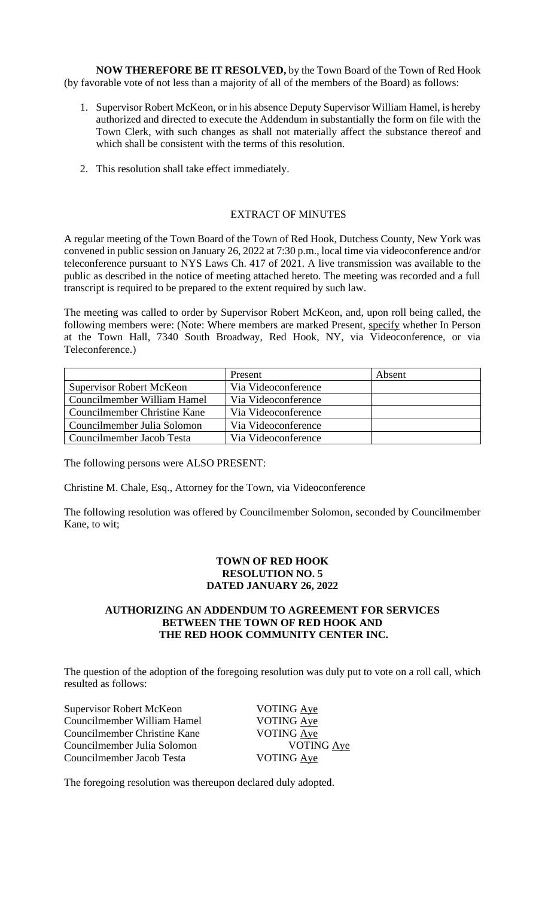**NOW THEREFORE BE IT RESOLVED,** by the Town Board of the Town of Red Hook (by favorable vote of not less than a majority of all of the members of the Board) as follows:

1. Supervisor Robert McKeon, or in his absence Deputy Supervisor William Hamel, is hereby authorized and directed to execute the Addendum in substantially the form on file with the Town Clerk, with such changes as shall not materially affect the substance thereof and which shall be consistent with the terms of this resolution.
2. This resolution shall take effect immediately.

EXTRACT OF MINUTES

A regular meeting of the Town Board of the Town of Red Hook, Dutchess County, New York was convened in public session on January 26, 2022 at 7:30 p.m., local time via videoconference and/or teleconference pursuant to NYS Laws Ch. 417 of 2021. A live transmission was available to the public as described in the notice of meeting attached hereto. The meeting was recorded and a full transcript is required to be prepared to the extent required by such law.

The meeting was called to order by Supervisor Robert McKeon, and, upon roll being called, the following members were: (Note: Where members are marked Present, specify whether In Person at the Town Hall, 7340 South Broadway, Red Hook, NY, via Videoconference, or via Teleconference.)

| | Present | Absent |
|---|---|---|
| Supervisor Robert McKeon | Via Videoconference | |
| Councilmember William Hamel | Via Videoconference | |
| Councilmember Christine Kane | Via Videoconference | |
| Councilmember Julia Solomon | Via Videoconference | |
| Councilmember Jacob Testa | Via Videoconference | |

The following persons were ALSO PRESENT:

Christine M. Chale, Esq., Attorney for the Town, via Videoconference

The following resolution was offered by Councilmember Solomon, seconded by Councilmember Kane, to wit;

**TOWN OF RED HOOK**
**RESOLUTION NO. 5**
**DATED JANUARY 26, 2022**

**AUTHORIZING AN ADDENDUM TO AGREEMENT FOR SERVICES BETWEEN THE TOWN OF RED HOOK AND THE RED HOOK COMMUNITY CENTER INC.**

The question of the adoption of the foregoing resolution was duly put to vote on a roll call, which resulted as follows:

Supervisor Robert McKeon VOTING Aye
Councilmember William Hamel VOTING Aye
Councilmember Christine Kane VOTING Aye
Councilmember Julia Solomon VOTING Aye
Councilmember Jacob Testa VOTING Aye

The foregoing resolution was thereupon declared duly adopted.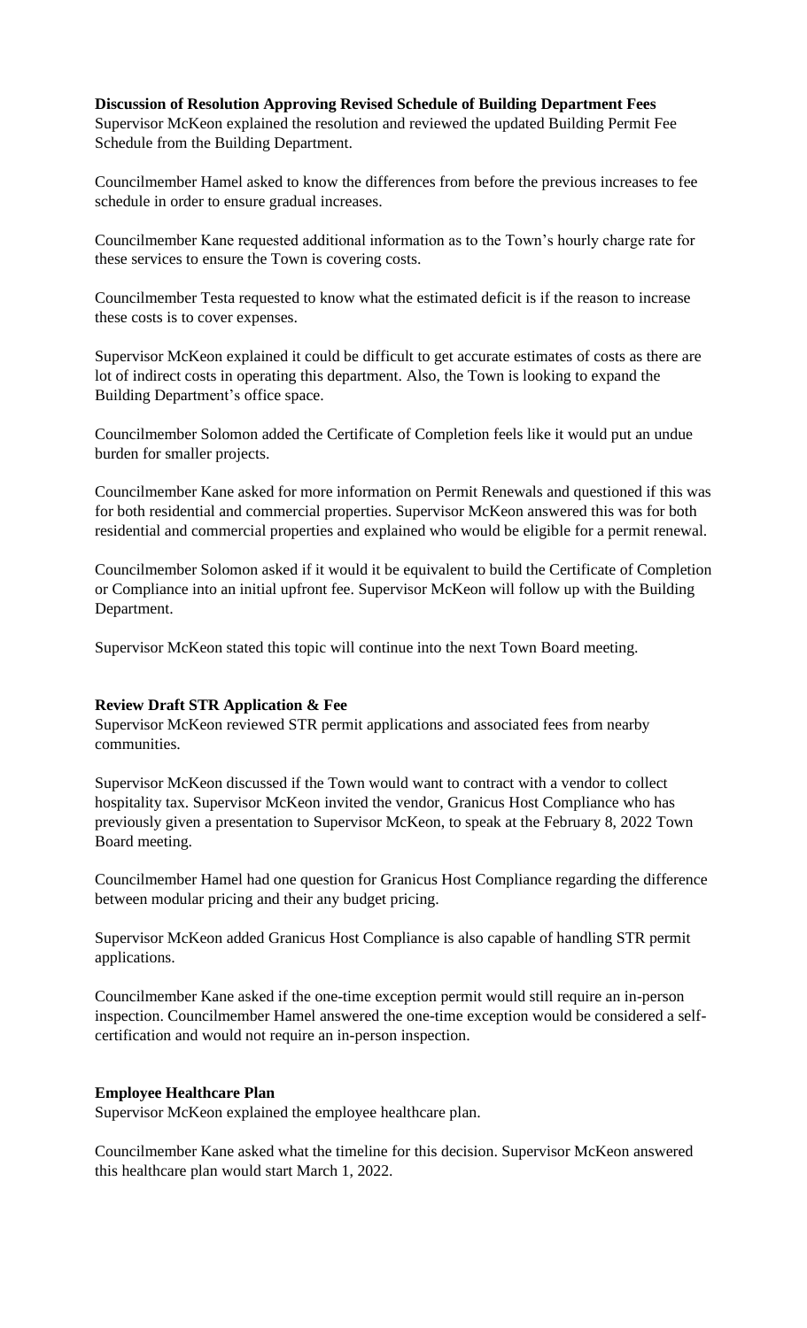**Discussion of Resolution Approving Revised Schedule of Building Department Fees**
Supervisor McKeon explained the resolution and reviewed the updated Building Permit Fee Schedule from the Building Department.

Councilmember Hamel asked to know the differences from before the previous increases to fee schedule in order to ensure gradual increases.

Councilmember Kane requested additional information as to the Town's hourly charge rate for these services to ensure the Town is covering costs.

Councilmember Testa requested to know what the estimated deficit is if the reason to increase these costs is to cover expenses.

Supervisor McKeon explained it could be difficult to get accurate estimates of costs as there are lot of indirect costs in operating this department. Also, the Town is looking to expand the Building Department's office space.

Councilmember Solomon added the Certificate of Completion feels like it would put an undue burden for smaller projects.

Councilmember Kane asked for more information on Permit Renewals and questioned if this was for both residential and commercial properties. Supervisor McKeon answered this was for both residential and commercial properties and explained who would be eligible for a permit renewal.

Councilmember Solomon asked if it would it be equivalent to build the Certificate of Completion or Compliance into an initial upfront fee. Supervisor McKeon will follow up with the Building Department.

Supervisor McKeon stated this topic will continue into the next Town Board meeting.

**Review Draft STR Application & Fee**
Supervisor McKeon reviewed STR permit applications and associated fees from nearby communities.

Supervisor McKeon discussed if the Town would want to contract with a vendor to collect hospitality tax. Supervisor McKeon invited the vendor, Granicus Host Compliance who has previously given a presentation to Supervisor McKeon, to speak at the February 8, 2022 Town Board meeting.

Councilmember Hamel had one question for Granicus Host Compliance regarding the difference between modular pricing and their any budget pricing.

Supervisor McKeon added Granicus Host Compliance is also capable of handling STR permit applications.

Councilmember Kane asked if the one-time exception permit would still require an in-person inspection. Councilmember Hamel answered the one-time exception would be considered a self-certification and would not require an in-person inspection.

**Employee Healthcare Plan**
Supervisor McKeon explained the employee healthcare plan.

Councilmember Kane asked what the timeline for this decision. Supervisor McKeon answered this healthcare plan would start March 1, 2022.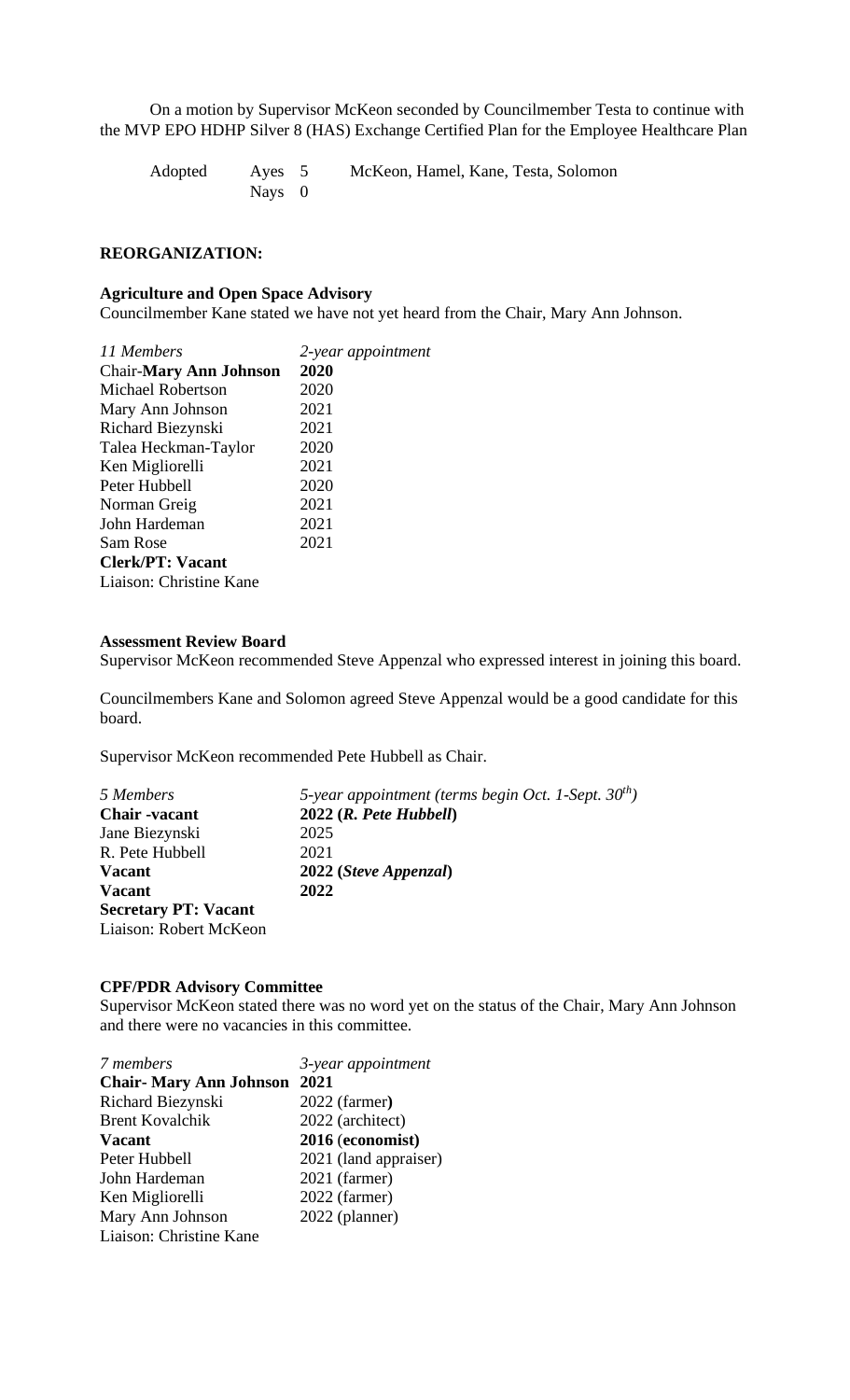On a motion by Supervisor McKeon seconded by Councilmember Testa to continue with the MVP EPO HDHP Silver 8 (HAS) Exchange Certified Plan for the Employee Healthcare Plan

| Adopted | Ayes 5 | McKeon, Hamel, Kane, Testa, Solomon |
|---|---|---|
| | Nays 0 | |

**REORGANIZATION:**

**Agriculture and Open Space Advisory**

Councilmember Kane stated we have not yet heard from the Chair, Mary Ann Johnson.

| *11 Members* | *2-year appointment* |
|---|---|
| Chair-**Mary Ann Johnson** | **2020** |
| Michael Robertson | 2020 |
| Mary Ann Johnson | 2021 |
| Richard Biezynski | 2021 |
| Talea Heckman-Taylor | 2020 |
| Ken Migliorelli | 2021 |
| Peter Hubbell | 2020 |
| Norman Greig | 2021 |
| John Hardeman | 2021 |
| Sam Rose | 2021 |
| **Clerk/PT: Vacant** | |
| Liaison: Christine Kane | |

**Assessment Review Board**

Supervisor McKeon recommended Steve Appenzal who expressed interest in joining this board.

Councilmembers Kane and Solomon agreed Steve Appenzal would be a good candidate for this board.

Supervisor McKeon recommended Pete Hubbell as Chair.

| *5 Members* | *5-year appointment (terms begin Oct. 1-Sept. 30th)* |
|---|---|
| **Chair -vacant** | **2022 (*R. Pete Hubbell*)** |
| Jane Biezynski | 2025 |
| R. Pete Hubbell | 2021 |
| **Vacant** | **2022 (*Steve Appenzal*)** |
| **Vacant** | **2022** |
| **Secretary PT: Vacant** | |
| Liaison: Robert McKeon | |

**CPF/PDR Advisory Committee**

Supervisor McKeon stated there was no word yet on the status of the Chair, Mary Ann Johnson and there were no vacancies in this committee.

| *7 members* | *3-year appointment* |
|---|---|
| **Chair- Mary Ann Johnson** | **2021** |
| Richard Biezynski | 2022 (farmer) |
| Brent Kovalchik | 2022 (architect) |
| **Vacant** | **2016 (economist)** |
| Peter Hubbell | 2021 (land appraiser) |
| John Hardeman | 2021 (farmer) |
| Ken Migliorelli | 2022 (farmer) |
| Mary Ann Johnson | 2022 (planner) |
| Liaison: Christine Kane | |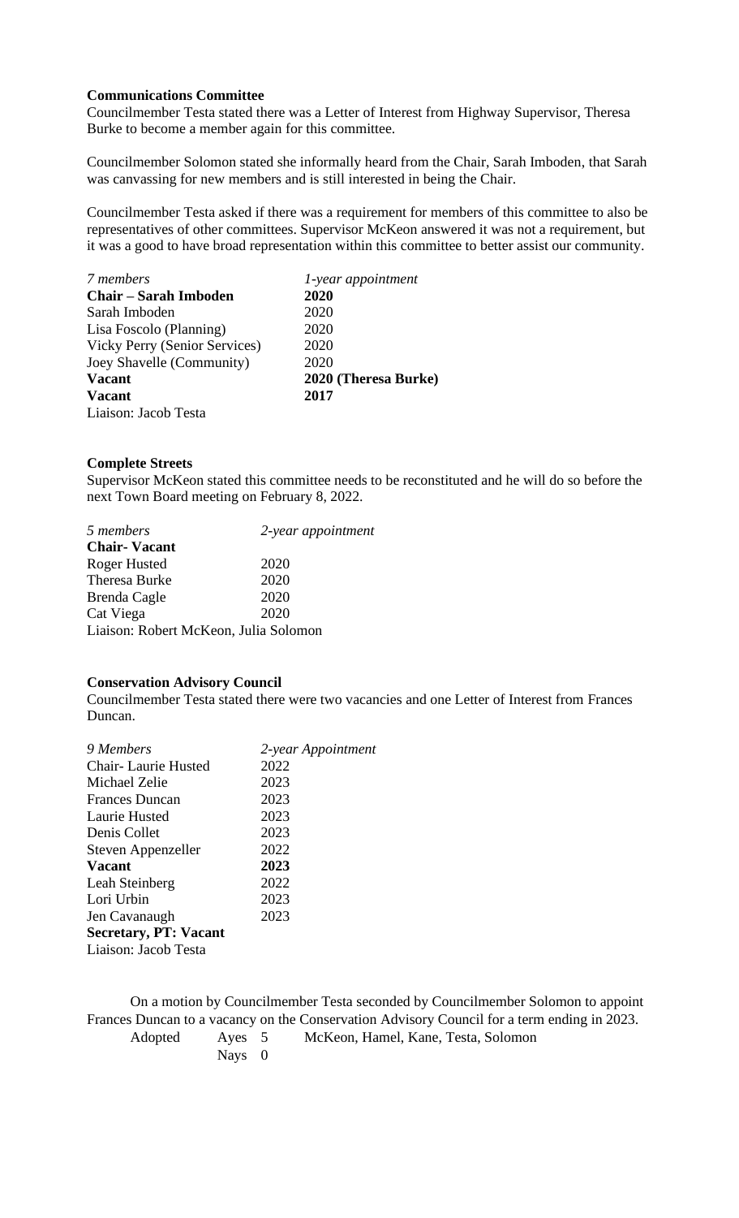**Communications Committee**
Councilmember Testa stated there was a Letter of Interest from Highway Supervisor, Theresa Burke to become a member again for this committee.

Councilmember Solomon stated she informally heard from the Chair, Sarah Imboden, that Sarah was canvassing for new members and is still interested in being the Chair.

Councilmember Testa asked if there was a requirement for members of this committee to also be representatives of other committees. Supervisor McKeon answered it was not a requirement, but it was a good to have broad representation within this committee to better assist our community.

| *7 members* | *1-year appointment* |
|---|---|
| **Chair – Sarah Imboden** | **2020** |
| Sarah Imboden | 2020 |
| Lisa Foscolo (Planning) | 2020 |
| Vicky Perry (Senior Services) | 2020 |
| Joey Shavelle (Community) | 2020 |
| **Vacant** | **2020 (Theresa Burke)** |
| **Vacant** | **2017** |
| Liaison: Jacob Testa | |

**Complete Streets**
Supervisor McKeon stated this committee needs to be reconstituted and he will do so before the next Town Board meeting on February 8, 2022.

| *5 members* | *2-year appointment* |
|---|---|
| **Chair- Vacant** | |
| Roger Husted | 2020 |
| Theresa Burke | 2020 |
| Brenda Cagle | 2020 |
| Cat Viega | 2020 |
| Liaison: Robert McKeon, Julia Solomon | |

**Conservation Advisory Council**
Councilmember Testa stated there were two vacancies and one Letter of Interest from Frances Duncan.

| *9 Members* | *2-year Appointment* |
|---|---|
| Chair- Laurie Husted | 2022 |
| Michael Zelie | 2023 |
| Frances Duncan | 2023 |
| Laurie Husted | 2023 |
| Denis Collet | 2023 |
| Steven Appenzeller | 2022 |
| **Vacant** | **2023** |
| Leah Steinberg | 2022 |
| Lori Urbin | 2023 |
| Jen Cavanaugh | 2023 |
| **Secretary, PT: Vacant** | |
| Liaison: Jacob Testa | |

On a motion by Councilmember Testa seconded by Councilmember Solomon to appoint Frances Duncan to a vacancy on the Conservation Advisory Council for a term ending in 2023.

Adopted Ayes 5 McKeon, Hamel, Kane, Testa, Solomon
Nays 0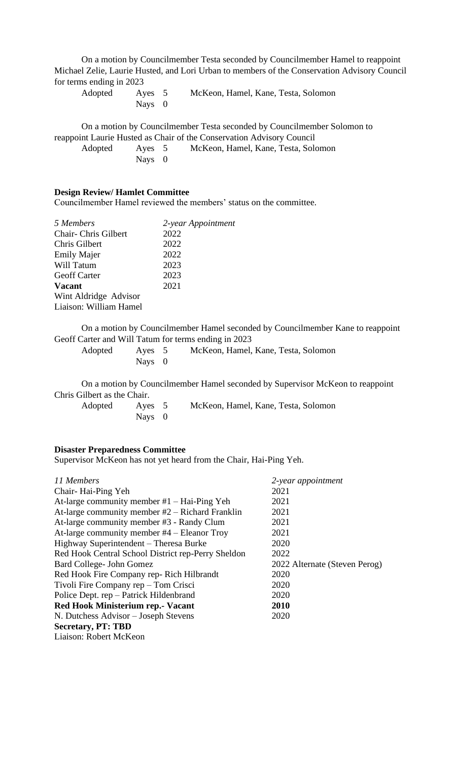On a motion by Councilmember Testa seconded by Councilmember Hamel to reappoint Michael Zelie, Laurie Husted, and Lori Urban to members of the Conservation Advisory Council for terms ending in 2023

| | | |
|---|---|---|
| Adopted | Ayes 5 | McKeon, Hamel, Kane, Testa, Solomon |
| | Nays 0 | |

On a motion by Councilmember Testa seconded by Councilmember Solomon to reappoint Laurie Husted as Chair of the Conservation Advisory Council

| | | |
|---|---|---|
| Adopted | Ayes 5 | McKeon, Hamel, Kane, Testa, Solomon |
| | Nays 0 | |

**Design Review/ Hamlet Committee**

Councilmember Hamel reviewed the members' status on the committee.

| *5 Members* | *2-year Appointment* |
|---|---|
| Chair- Chris Gilbert | 2022 |
| Chris Gilbert | 2022 |
| Emily Majer | 2022 |
| Will Tatum | 2023 |
| Geoff Carter | 2023 |
| **Vacant** | 2021 |
| Wint Aldridge Advisor | |
| Liaison: William Hamel | |

On a motion by Councilmember Hamel seconded by Councilmember Kane to reappoint Geoff Carter and Will Tatum for terms ending in 2023

| | | |
|---|---|---|
| Adopted | Ayes 5 | McKeon, Hamel, Kane, Testa, Solomon |
| | Nays 0 | |

On a motion by Councilmember Hamel seconded by Supervisor McKeon to reappoint Chris Gilbert as the Chair.

| | | |
|---|---|---|
| Adopted | Ayes 5 | McKeon, Hamel, Kane, Testa, Solomon |
| | Nays 0 | |

**Disaster Preparedness Committee**

Supervisor McKeon has not yet heard from the Chair, Hai-Ping Yeh.

| *11 Members* | *2-year appointment* |
|---|---|
| Chair- Hai-Ping Yeh | 2021 |
| At-large community member #1 – Hai-Ping Yeh | 2021 |
| At-large community member #2 – Richard Franklin | 2021 |
| At-large community member #3 - Randy Clum | 2021 |
| At-large community member #4 – Eleanor Troy | 2021 |
| Highway Superintendent – Theresa Burke | 2020 |
| Red Hook Central School District rep-Perry Sheldon | 2022 |
| Bard College- John Gomez | 2022 Alternate (Steven Perog) |
| Red Hook Fire Company rep- Rich Hilbrandt | 2020 |
| Tivoli Fire Company rep – Tom Crisci | 2020 |
| Police Dept. rep – Patrick Hildenbrand | 2020 |
| **Red Hook Ministerium rep.- Vacant** | **2010** |
| N. Dutchess Advisor – Joseph Stevens | 2020 |
| **Secretary, PT: TBD** | |
| Liaison: Robert McKeon | |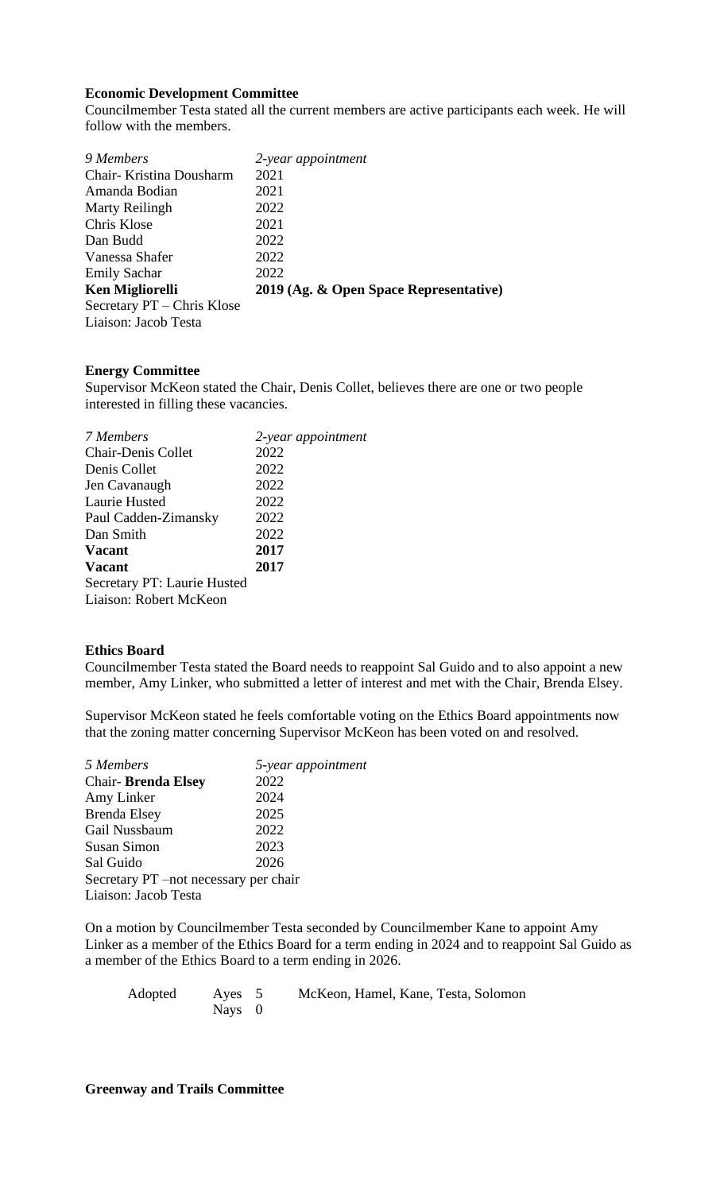**Economic Development Committee**

Councilmember Testa stated all the current members are active participants each week. He will follow with the members.

| *9 Members* | *2-year appointment* |
|---|---|
| Chair- Kristina Dousharm | 2021 |
| Amanda Bodian | 2021 |
| Marty Reilingh | 2022 |
| Chris Klose | 2021 |
| Dan Budd | 2022 |
| Vanessa Shafer | 2022 |
| Emily Sachar | 2022 |
| **Ken Migliorelli** | **2019 (Ag. & Open Space Representative)** |
| Secretary PT – Chris Klose | |
| Liaison: Jacob Testa | |

**Energy Committee**

Supervisor McKeon stated the Chair, Denis Collet, believes there are one or two people interested in filling these vacancies.

| *7 Members* | *2-year appointment* |
|---|---|
| Chair-Denis Collet | 2022 |
| Denis Collet | 2022 |
| Jen Cavanaugh | 2022 |
| Laurie Husted | 2022 |
| Paul Cadden-Zimansky | 2022 |
| Dan Smith | 2022 |
| **Vacant** | **2017** |
| **Vacant** | **2017** |
| Secretary PT: Laurie Husted | |
| Liaison: Robert McKeon | |

**Ethics Board**

Councilmember Testa stated the Board needs to reappoint Sal Guido and to also appoint a new member, Amy Linker, who submitted a letter of interest and met with the Chair, Brenda Elsey.

Supervisor McKeon stated he feels comfortable voting on the Ethics Board appointments now that the zoning matter concerning Supervisor McKeon has been voted on and resolved.

| *5 Members* | *5-year appointment* |
|---|---|
| Chair- **Brenda Elsey** | 2022 |
| Amy Linker | 2024 |
| Brenda Elsey | 2025 |
| Gail Nussbaum | 2022 |
| Susan Simon | 2023 |
| Sal Guido | 2026 |
| Secretary PT –not necessary per chair | |
| Liaison: Jacob Testa | |

On a motion by Councilmember Testa seconded by Councilmember Kane to appoint Amy Linker as a member of the Ethics Board for a term ending in 2024 and to reappoint Sal Guido as a member of the Ethics Board to a term ending in 2026.

| Adopted | Ayes 5 | McKeon, Hamel, Kane, Testa, Solomon |
|---|---|---|
| | Nays 0 | |

**Greenway and Trails Committee**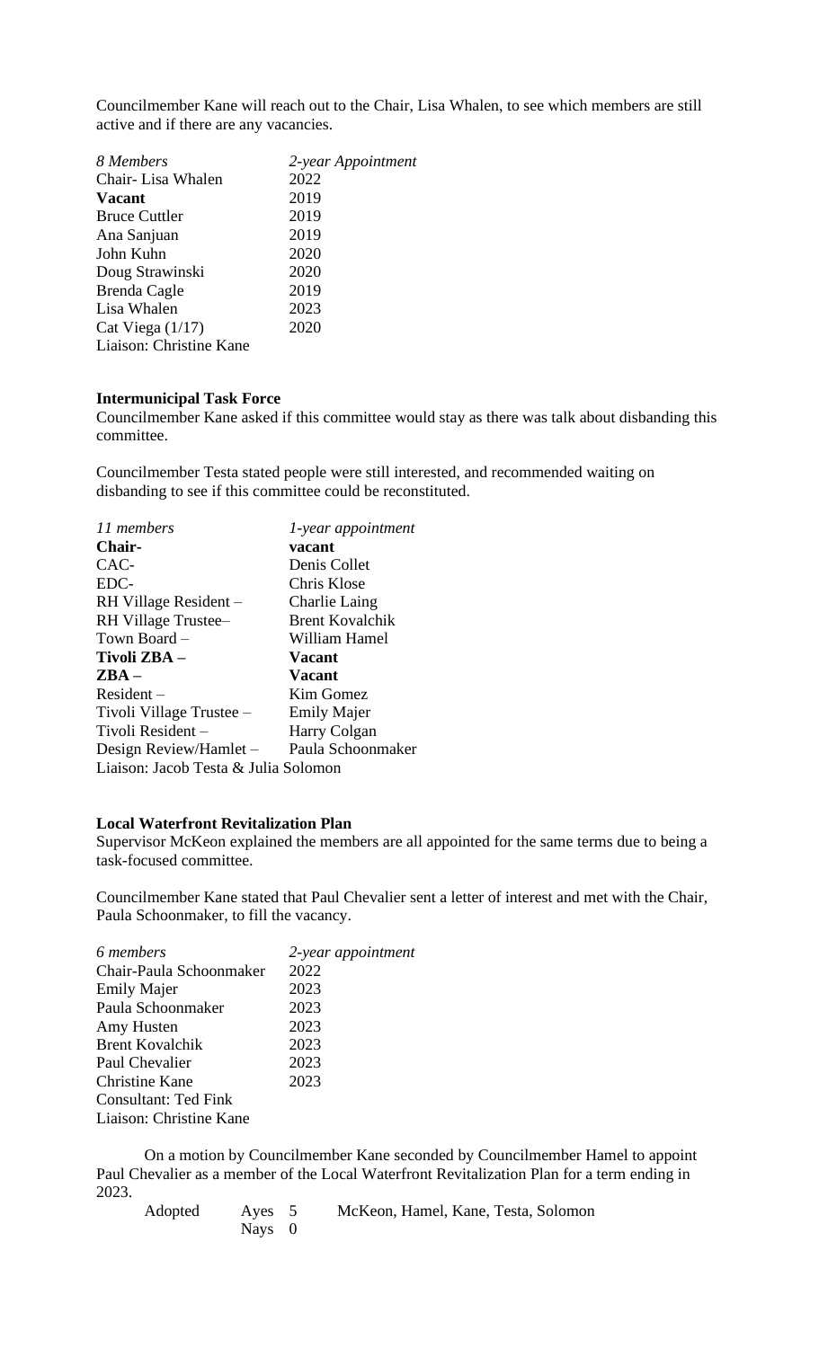Councilmember Kane will reach out to the Chair, Lisa Whalen, to see which members are still active and if there are any vacancies.

| *8 Members* | *2-year Appointment* |
|---|---|
| Chair- Lisa Whalen | 2022 |
| **Vacant** | 2019 |
| Bruce Cuttler | 2019 |
| Ana Sanjuan | 2019 |
| John Kuhn | 2020 |
| Doug Strawinski | 2020 |
| Brenda Cagle | 2019 |
| Lisa Whalen | 2023 |
| Cat Viega (1/17) | 2020 |
| Liaison: Christine Kane | |

**Intermunicipal Task Force**

Councilmember Kane asked if this committee would stay as there was talk about disbanding this committee.

Councilmember Testa stated people were still interested, and recommended waiting on disbanding to see if this committee could be reconstituted.

| *11 members* | *1-year appointment* |
|---|---|
| **Chair-** | **vacant** |
| CAC- | Denis Collet |
| EDC- | Chris Klose |
| RH Village Resident – | Charlie Laing |
| RH Village Trustee– | Brent Kovalchik |
| Town Board – | William Hamel |
| **Tivoli ZBA –** | **Vacant** |
| **ZBA –** | **Vacant** |
| Resident – | Kim Gomez |
| Tivoli Village Trustee – | Emily Majer |
| Tivoli Resident – | Harry Colgan |
| Design Review/Hamlet – | Paula Schoonmaker |
| Liaison: Jacob Testa & Julia Solomon | |

**Local Waterfront Revitalization Plan**

Supervisor McKeon explained the members are all appointed for the same terms due to being a task-focused committee.

Councilmember Kane stated that Paul Chevalier sent a letter of interest and met with the Chair, Paula Schoonmaker, to fill the vacancy.

| *6 members* | *2-year appointment* |
|---|---|
| Chair-Paula Schoonmaker | 2022 |
| Emily Majer | 2023 |
| Paula Schoonmaker | 2023 |
| Amy Husten | 2023 |
| Brent Kovalchik | 2023 |
| Paul Chevalier | 2023 |
| Christine Kane | 2023 |
| Consultant: Ted Fink | |
| Liaison: Christine Kane | |

On a motion by Councilmember Kane seconded by Councilmember Hamel to appoint Paul Chevalier as a member of the Local Waterfront Revitalization Plan for a term ending in 2023.

Adopted Ayes 5 McKeon, Hamel, Kane, Testa, Solomon
Nays 0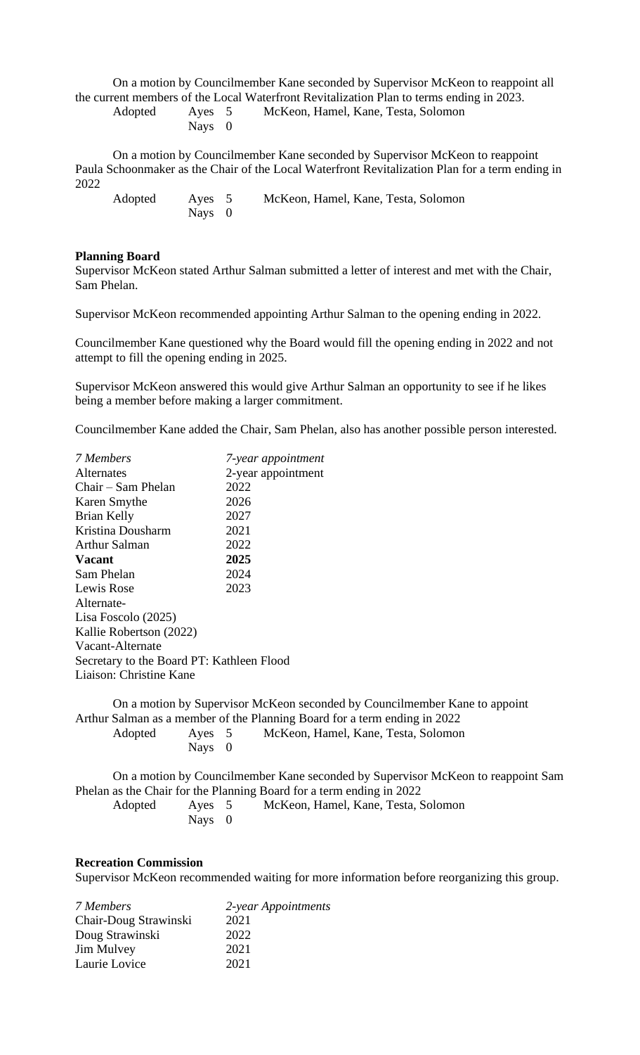On a motion by Councilmember Kane seconded by Supervisor McKeon to reappoint all the current members of the Local Waterfront Revitalization Plan to terms ending in 2023.

| | | |
|---|---|---|
| Adopted | Ayes 5 | McKeon, Hamel, Kane, Testa, Solomon |
| | Nays 0 | |

On a motion by Councilmember Kane seconded by Supervisor McKeon to reappoint Paula Schoonmaker as the Chair of the Local Waterfront Revitalization Plan for a term ending in 2022

| | | |
|---|---|---|
| Adopted | Ayes 5 | McKeon, Hamel, Kane, Testa, Solomon |
| | Nays 0 | |

**Planning Board**

Supervisor McKeon stated Arthur Salman submitted a letter of interest and met with the Chair, Sam Phelan.

Supervisor McKeon recommended appointing Arthur Salman to the opening ending in 2022.

Councilmember Kane questioned why the Board would fill the opening ending in 2022 and not attempt to fill the opening ending in 2025.

Supervisor McKeon answered this would give Arthur Salman an opportunity to see if he likes being a member before making a larger commitment.

Councilmember Kane added the Chair, Sam Phelan, also has another possible person interested.

| *7 Members* | *7-year appointment* |
|---|---|
| Alternates | 2-year appointment |
| Chair – Sam Phelan | 2022 |
| Karen Smythe | 2026 |
| Brian Kelly | 2027 |
| Kristina Dousharm | 2021 |
| Arthur Salman | 2022 |
| **Vacant** | **2025** |
| Sam Phelan | 2024 |
| Lewis Rose | 2023 |

Alternate-
Lisa Foscolo (2025)
Kallie Robertson (2022)
Vacant-Alternate
Secretary to the Board PT: Kathleen Flood
Liaison: Christine Kane

On a motion by Supervisor McKeon seconded by Councilmember Kane to appoint Arthur Salman as a member of the Planning Board for a term ending in 2022

| | | |
|---|---|---|
| Adopted | Ayes 5 | McKeon, Hamel, Kane, Testa, Solomon |
| | Nays 0 | |

On a motion by Councilmember Kane seconded by Supervisor McKeon to reappoint Sam Phelan as the Chair for the Planning Board for a term ending in 2022

| | | |
|---|---|---|
| Adopted | Ayes 5 | McKeon, Hamel, Kane, Testa, Solomon |
| | Nays 0 | |

**Recreation Commission**

Supervisor McKeon recommended waiting for more information before reorganizing this group.

| *7 Members* | *2-year Appointments* |
|---|---|
| Chair-Doug Strawinski | 2021 |
| Doug Strawinski | 2022 |
| Jim Mulvey | 2021 |
| Laurie Lovice | 2021 |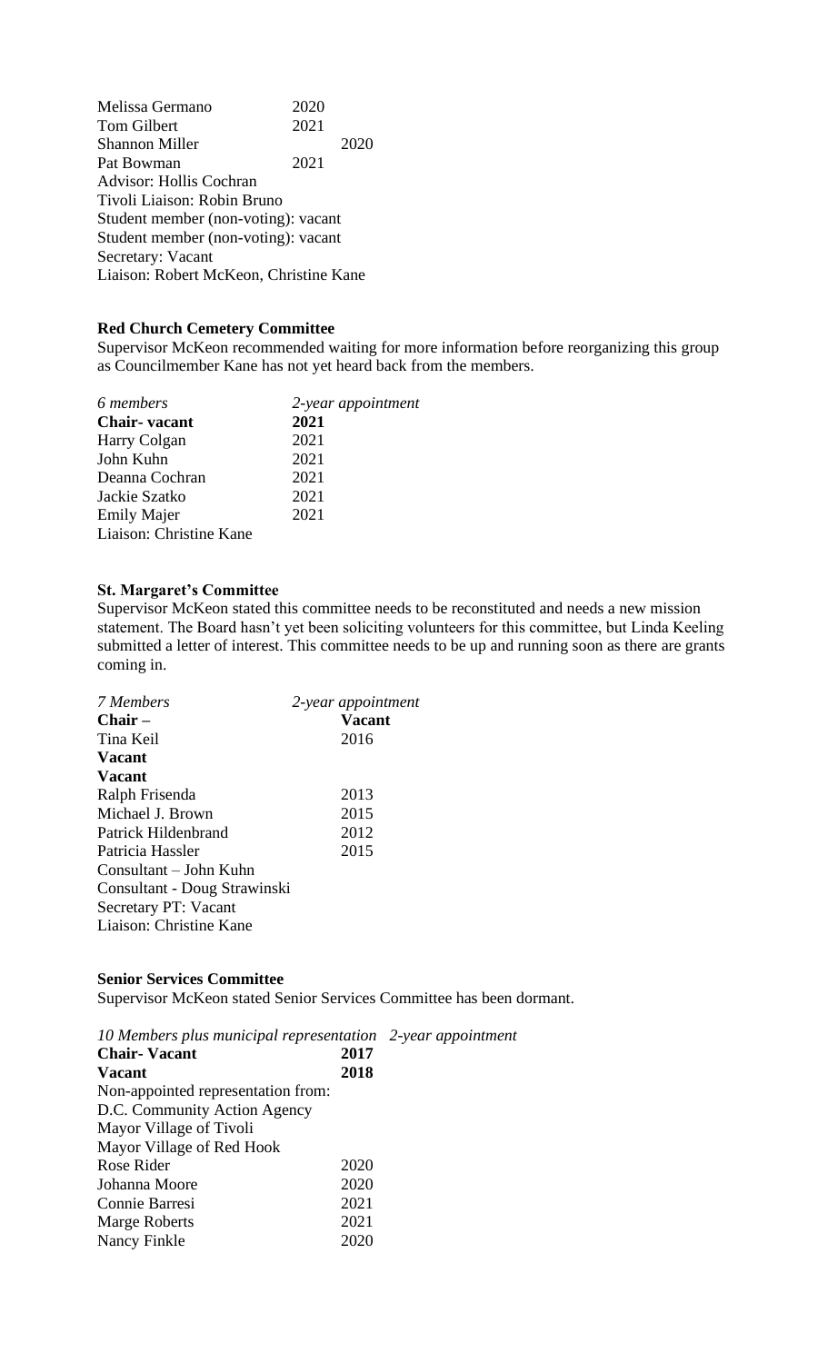| | | |
|---|---|---|
| Melissa Germano | 2020 | |
| Tom Gilbert | 2021 | |
| Shannon Miller | | 2020 |
| Pat Bowman | 2021 | |

Advisor: Hollis Cochran
Tivoli Liaison: Robin Bruno
Student member (non-voting): vacant
Student member (non-voting): vacant
Secretary: Vacant
Liaison: Robert McKeon, Christine Kane

**Red Church Cemetery Committee**

Supervisor McKeon recommended waiting for more information before reorganizing this group as Councilmember Kane has not yet heard back from the members.

| *6 members* | *2-year appointment* |
|---|---|
| **Chair- vacant** | **2021** |
| Harry Colgan | 2021 |
| John Kuhn | 2021 |
| Deanna Cochran | 2021 |
| Jackie Szatko | 2021 |
| Emily Majer | 2021 |

Liaison: Christine Kane

**St. Margaret's Committee**

Supervisor McKeon stated this committee needs to be reconstituted and needs a new mission statement. The Board hasn't yet been soliciting volunteers for this committee, but Linda Keeling submitted a letter of interest. This committee needs to be up and running soon as there are grants coming in.

| *7 Members* | *2-year appointment* |
|---|---|
| **Chair –** | **Vacant** |
| Tina Keil | 2016 |
| **Vacant** | |
| **Vacant** | |
| Ralph Frisenda | 2013 |
| Michael J. Brown | 2015 |
| Patrick Hildenbrand | 2012 |
| Patricia Hassler | 2015 |

Consultant – John Kuhn
Consultant - Doug Strawinski
Secretary PT: Vacant
Liaison: Christine Kane

**Senior Services Committee**

Supervisor McKeon stated Senior Services Committee has been dormant.

*10 Members plus municipal representation 2-year appointment*

| | |
|---|---|
| **Chair- Vacant** | **2017** |
| **Vacant** | **2018** |

Non-appointed representation from:
D.C. Community Action Agency
Mayor Village of Tivoli
Mayor Village of Red Hook

| | |
|---|---|
| Rose Rider | 2020 |
| Johanna Moore | 2020 |
| Connie Barresi | 2021 |
| Marge Roberts | 2021 |
| Nancy Finkle | 2020 |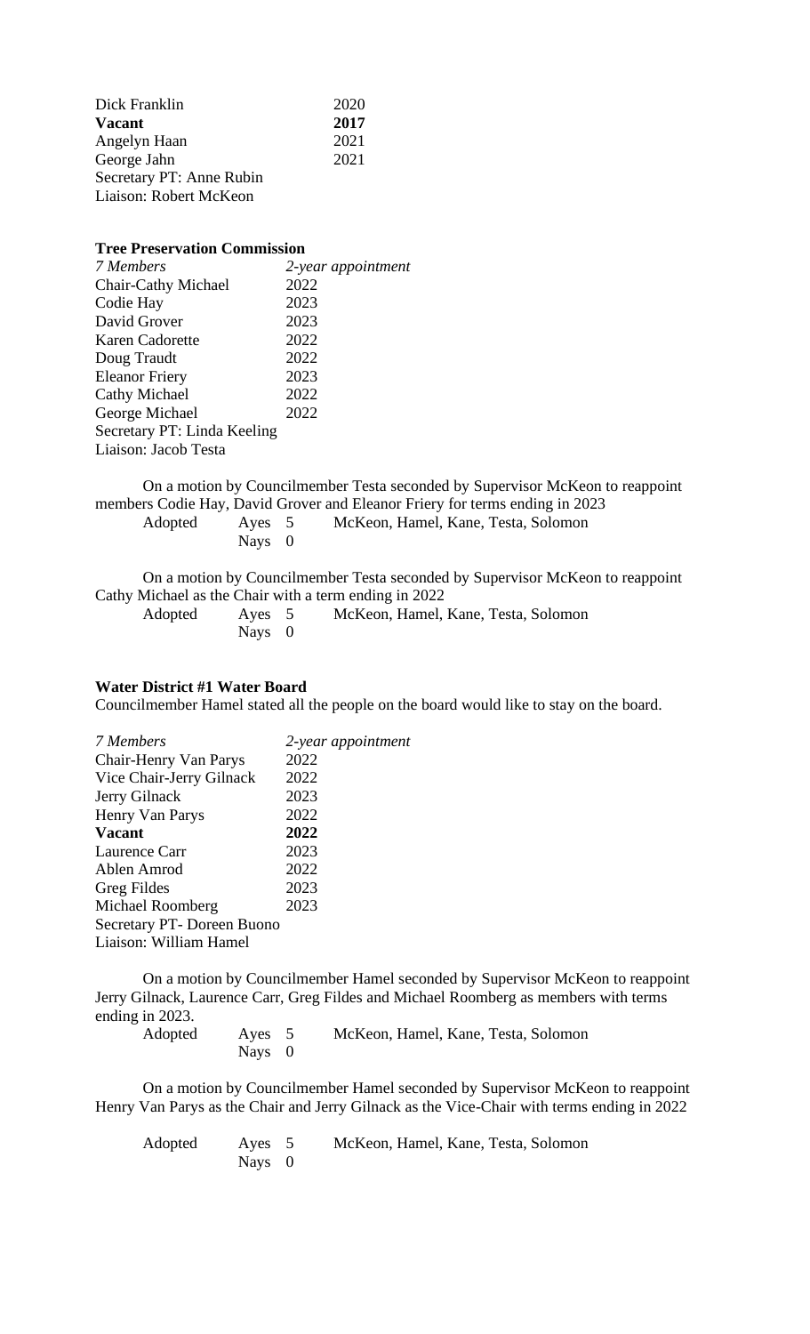| | |
|---|---|
| Dick Franklin | 2020 |
| **Vacant** | **2017** |
| Angelyn Haan | 2021 |
| George Jahn | 2021 |
| Secretary PT: Anne Rubin | |
| Liaison: Robert McKeon | |

**Tree Preservation Commission**

| *7 Members* | *2-year appointment* |
|---|---|
| Chair-Cathy Michael | 2022 |
| Codie Hay | 2023 |
| David Grover | 2023 |
| Karen Cadorette | 2022 |
| Doug Traudt | 2022 |
| Eleanor Friery | 2023 |
| Cathy Michael | 2022 |
| George Michael | 2022 |
| Secretary PT: Linda Keeling | |
| Liaison: Jacob Testa | |

On a motion by Councilmember Testa seconded by Supervisor McKeon to reappoint members Codie Hay, David Grover and Eleanor Friery for terms ending in 2023

| | | |
|---|---|---|
| Adopted | Ayes 5 | McKeon, Hamel, Kane, Testa, Solomon |
| | Nays 0 | |

On a motion by Councilmember Testa seconded by Supervisor McKeon to reappoint Cathy Michael as the Chair with a term ending in 2022

| | | |
|---|---|---|
| Adopted | Ayes 5 | McKeon, Hamel, Kane, Testa, Solomon |
| | Nays 0 | |

**Water District #1 Water Board**

Councilmember Hamel stated all the people on the board would like to stay on the board.

| *7 Members* | *2-year appointment* |
|---|---|
| Chair-Henry Van Parys | 2022 |
| Vice Chair-Jerry Gilnack | 2022 |
| Jerry Gilnack | 2023 |
| Henry Van Parys | 2022 |
| **Vacant** | **2022** |
| Laurence Carr | 2023 |
| Ablen Amrod | 2022 |
| Greg Fildes | 2023 |
| Michael Roomberg | 2023 |
| Secretary PT- Doreen Buono | |
| Liaison: William Hamel | |

On a motion by Councilmember Hamel seconded by Supervisor McKeon to reappoint Jerry Gilnack, Laurence Carr, Greg Fildes and Michael Roomberg as members with terms ending in 2023.

| | | |
|---|---|---|
| Adopted | Ayes 5 | McKeon, Hamel, Kane, Testa, Solomon |
| | Nays 0 | |

On a motion by Councilmember Hamel seconded by Supervisor McKeon to reappoint Henry Van Parys as the Chair and Jerry Gilnack as the Vice-Chair with terms ending in 2022

| | | |
|---|---|---|
| Adopted | Ayes 5 | McKeon, Hamel, Kane, Testa, Solomon |
| | Nays 0 | |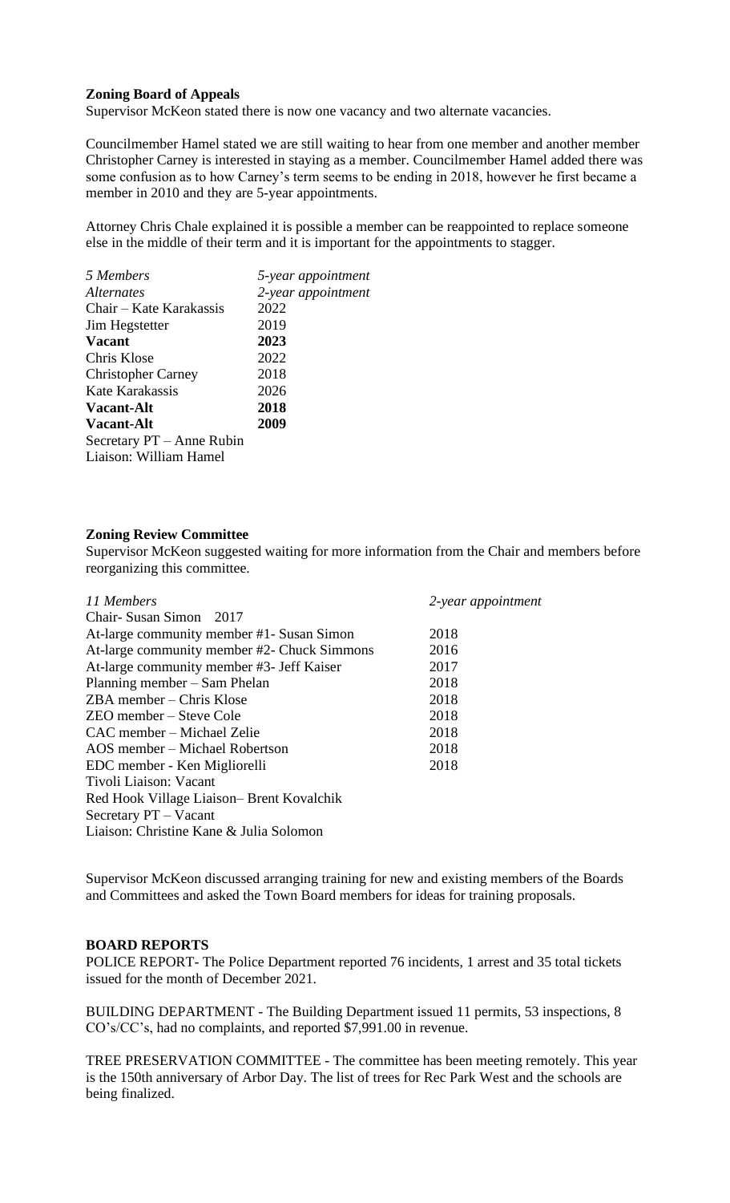**Zoning Board of Appeals**

Supervisor McKeon stated there is now one vacancy and two alternate vacancies.

Councilmember Hamel stated we are still waiting to hear from one member and another member Christopher Carney is interested in staying as a member. Councilmember Hamel added there was some confusion as to how Carney's term seems to be ending in 2018, however he first became a member in 2010 and they are 5-year appointments.

Attorney Chris Chale explained it is possible a member can be reappointed to replace someone else in the middle of their term and it is important for the appointments to stagger.

| *5 Members* | *5-year appointment* |
|---|---|
| *Alternates* | *2-year appointment* |
| Chair – Kate Karakassis | 2022 |
| Jim Hegstetter | 2019 |
| **Vacant** | **2023** |
| Chris Klose | 2022 |
| Christopher Carney | 2018 |
| Kate Karakassis | 2026 |
| **Vacant-Alt** | **2018** |
| **Vacant-Alt** | **2009** |
| Secretary PT – Anne Rubin | |
| Liaison: William Hamel | |

**Zoning Review Committee**

Supervisor McKeon suggested waiting for more information from the Chair and members before reorganizing this committee.

| *11 Members* | *2-year appointment* |
|---|---|
| Chair- Susan Simon 2017 | |
| At-large community member #1- Susan Simon | 2018 |
| At-large community member #2- Chuck Simmons | 2016 |
| At-large community member #3- Jeff Kaiser | 2017 |
| Planning member – Sam Phelan | 2018 |
| ZBA member – Chris Klose | 2018 |
| ZEO member – Steve Cole | 2018 |
| CAC member – Michael Zelie | 2018 |
| AOS member – Michael Robertson | 2018 |
| EDC member - Ken Migliorelli | 2018 |
| Tivoli Liaison: Vacant | |
| Red Hook Village Liaison– Brent Kovalchik | |
| Secretary PT – Vacant | |
| Liaison: Christine Kane & Julia Solomon | |

Supervisor McKeon discussed arranging training for new and existing members of the Boards and Committees and asked the Town Board members for ideas for training proposals.

**BOARD REPORTS**

POLICE REPORT- The Police Department reported 76 incidents, 1 arrest and 35 total tickets issued for the month of December 2021.

BUILDING DEPARTMENT - The Building Department issued 11 permits, 53 inspections, 8 CO's/CC's, had no complaints, and reported $7,991.00 in revenue.

TREE PRESERVATION COMMITTEE - The committee has been meeting remotely. This year is the 150th anniversary of Arbor Day. The list of trees for Rec Park West and the schools are being finalized.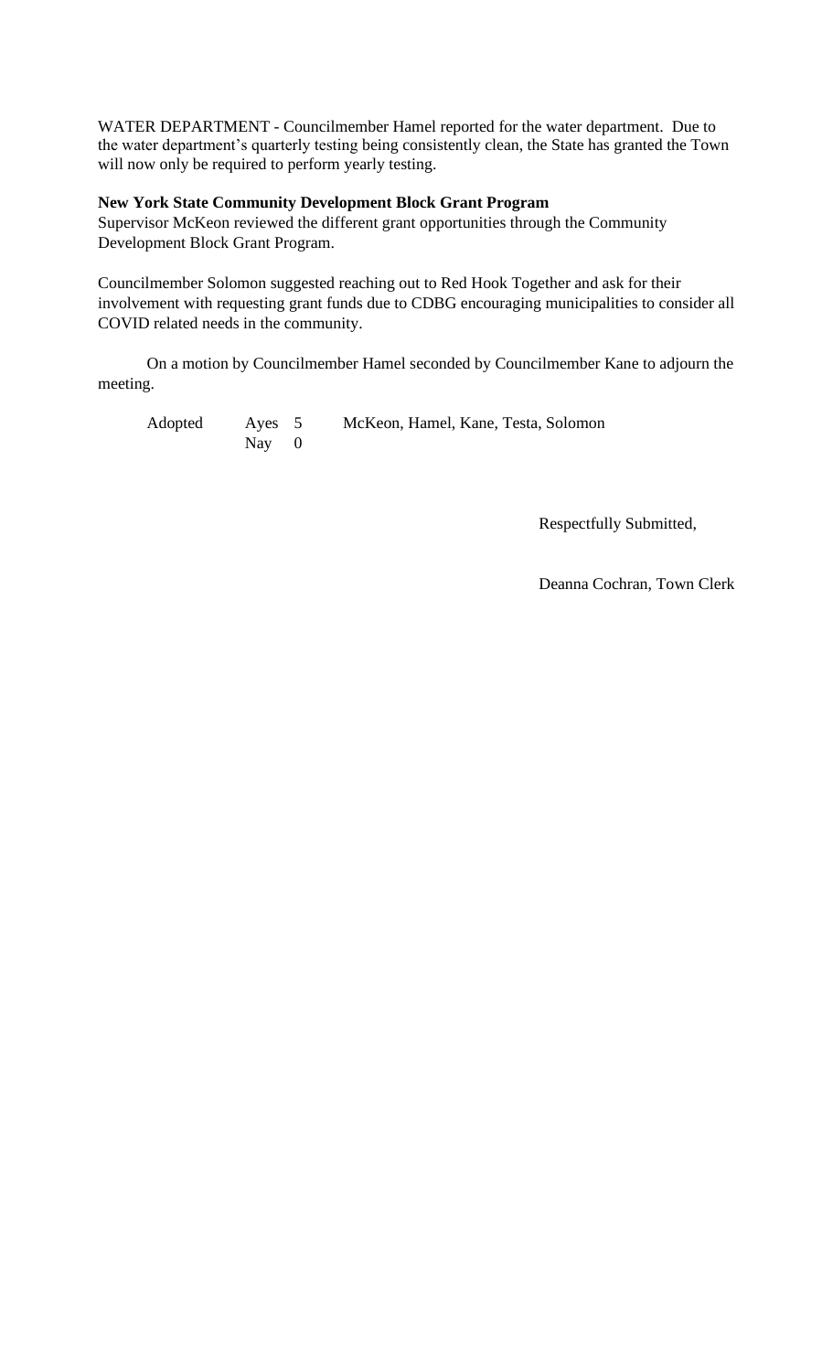WATER DEPARTMENT - Councilmember Hamel reported for the water department. Due to the water department's quarterly testing being consistently clean, the State has granted the Town will now only be required to perform yearly testing.

**New York State Community Development Block Grant Program**

Supervisor McKeon reviewed the different grant opportunities through the Community Development Block Grant Program.

Councilmember Solomon suggested reaching out to Red Hook Together and ask for their involvement with requesting grant funds due to CDBG encouraging municipalities to consider all COVID related needs in the community.

On a motion by Councilmember Hamel seconded by Councilmember Kane to adjourn the meeting.

| | | | |
|---|---|---|---|
| Adopted | Ayes | 5 | McKeon, Hamel, Kane, Testa, Solomon |
| | Nay | 0 | |

Respectfully Submitted,

Deanna Cochran, Town Clerk